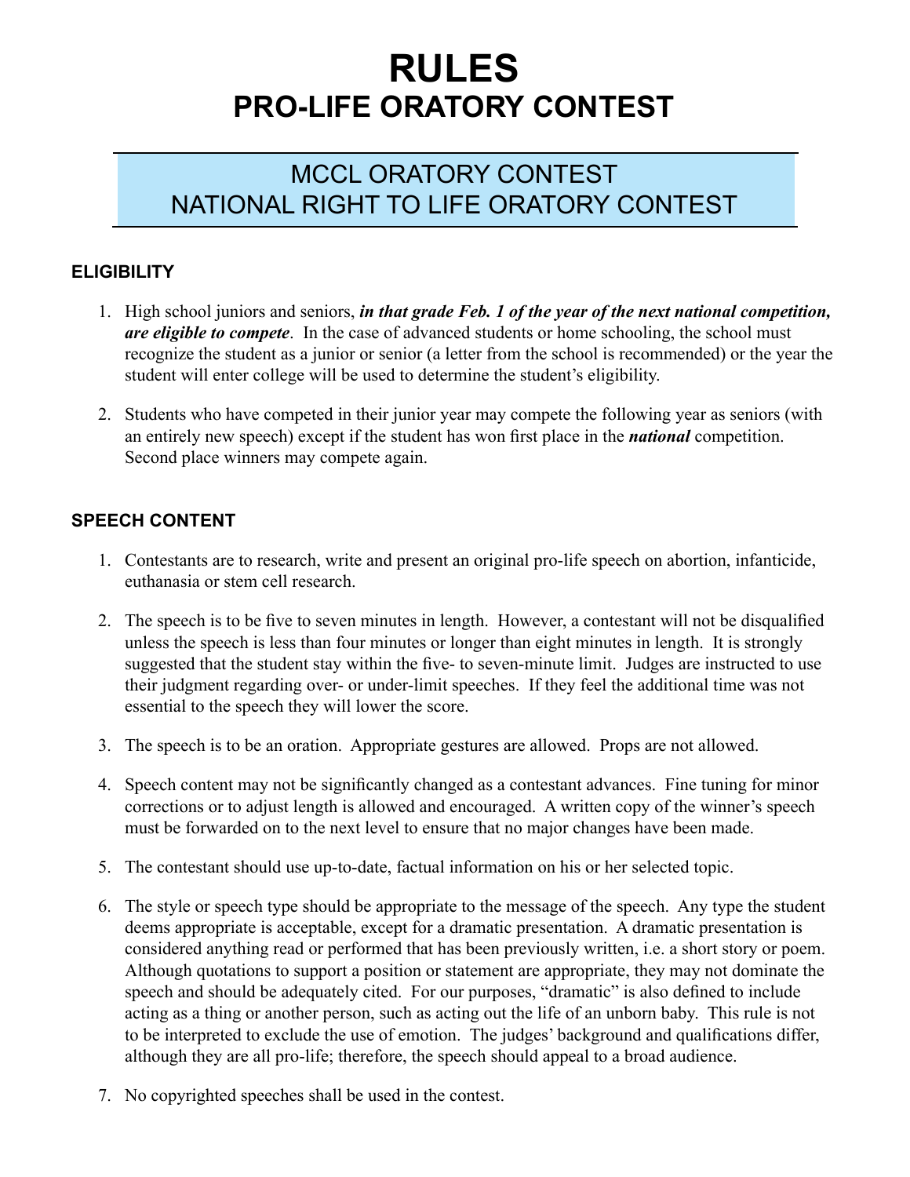# RULES
## PRO-LIFE ORATORY CONTEST

### MCCL ORATORY CONTEST
### NATIONAL RIGHT TO LIFE ORATORY CONTEST

**ELIGIBILITY**

1. High school juniors and seniors, ***in that grade Feb. 1 of the year of the next national competition, are eligible to compete***. In the case of advanced students or home schooling, the school must recognize the student as a junior or senior (a letter from the school is recommended) or the year the student will enter college will be used to determine the student's eligibility.

2. Students who have competed in their junior year may compete the following year as seniors (with an entirely new speech) except if the student has won first place in the ***national*** competition. Second place winners may compete again.

**SPEECH CONTENT**

1. Contestants are to research, write and present an original pro-life speech on abortion, infanticide, euthanasia or stem cell research.

2. The speech is to be five to seven minutes in length. However, a contestant will not be disqualified unless the speech is less than four minutes or longer than eight minutes in length. It is strongly suggested that the student stay within the five- to seven-minute limit. Judges are instructed to use their judgment regarding over- or under-limit speeches. If they feel the additional time was not essential to the speech they will lower the score.

3. The speech is to be an oration. Appropriate gestures are allowed. Props are not allowed.

4. Speech content may not be significantly changed as a contestant advances. Fine tuning for minor corrections or to adjust length is allowed and encouraged. A written copy of the winner's speech must be forwarded on to the next level to ensure that no major changes have been made.

5. The contestant should use up-to-date, factual information on his or her selected topic.

6. The style or speech type should be appropriate to the message of the speech. Any type the student deems appropriate is acceptable, except for a dramatic presentation. A dramatic presentation is considered anything read or performed that has been previously written, i.e. a short story or poem. Although quotations to support a position or statement are appropriate, they may not dominate the speech and should be adequately cited. For our purposes, "dramatic" is also defined to include acting as a thing or another person, such as acting out the life of an unborn baby. This rule is not to be interpreted to exclude the use of emotion. The judges' background and qualifications differ, although they are all pro-life; therefore, the speech should appeal to a broad audience.

7. No copyrighted speeches shall be used in the contest.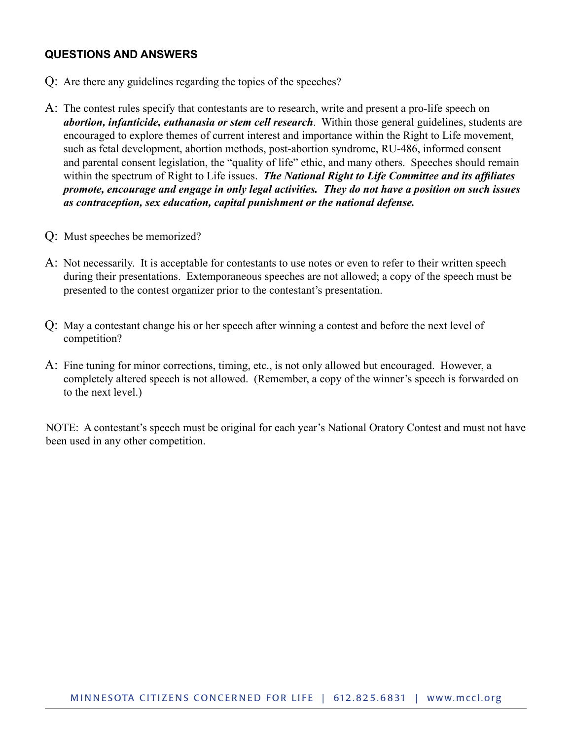## QUESTIONS AND ANSWERS

Q: Are there any guidelines regarding the topics of the speeches?

A: The contest rules specify that contestants are to research, write and present a pro-life speech on ***abortion, infanticide, euthanasia or stem cell research***. Within those general guidelines, students are encouraged to explore themes of current interest and importance within the Right to Life movement, such as fetal development, abortion methods, post-abortion syndrome, RU-486, informed consent and parental consent legislation, the "quality of life" ethic, and many others. Speeches should remain within the spectrum of Right to Life issues. ***The National Right to Life Committee and its affiliates promote, encourage and engage in only legal activities. They do not have a position on such issues as contraception, sex education, capital punishment or the national defense.***

Q: Must speeches be memorized?

A: Not necessarily. It is acceptable for contestants to use notes or even to refer to their written speech during their presentations. Extemporaneous speeches are not allowed; a copy of the speech must be presented to the contest organizer prior to the contestant's presentation.

Q: May a contestant change his or her speech after winning a contest and before the next level of competition?

A: Fine tuning for minor corrections, timing, etc., is not only allowed but encouraged. However, a completely altered speech is not allowed. (Remember, a copy of the winner's speech is forwarded on to the next level.)

NOTE: A contestant's speech must be original for each year's National Oratory Contest and must not have been used in any other competition.